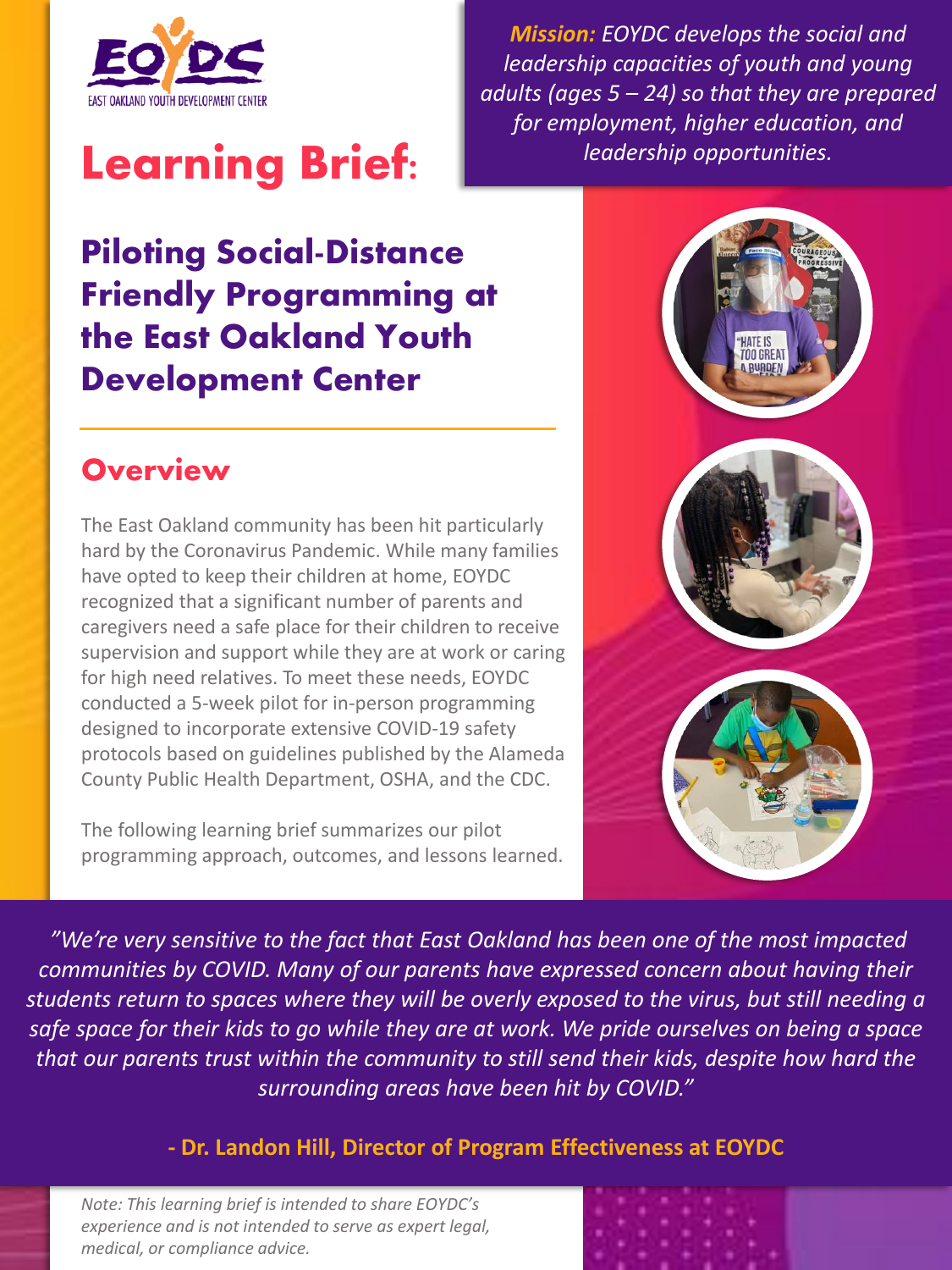EAST OAKLAND YOUTH DEVELOPMENT CENTER

***Mission:** EOYDC develops the social and leadership capacities of youth and young adults (ages 5 – 24) so that they are prepared for employment, higher education, and leadership opportunities.*

# Learning Brief:

## Piloting Social-Distance Friendly Programming at the East Oakland Youth Development Center

## Overview

The East Oakland community has been hit particularly hard by the Coronavirus Pandemic. While many families have opted to keep their children at home, EOYDC recognized that a significant number of parents and caregivers need a safe place for their children to receive supervision and support while they are at work or caring for high need relatives. To meet these needs, EOYDC conducted a 5-week pilot for in-person programming designed to incorporate extensive COVID-19 safety protocols based on guidelines published by the Alameda County Public Health Department, OSHA, and the CDC.

The following learning brief summarizes our pilot programming approach, outcomes, and lessons learned.

*"We're very sensitive to the fact that East Oakland has been one of the most impacted communities by COVID. Many of our parents have expressed concern about having their students return to spaces where they will be overly exposed to the virus, but still needing a safe space for their kids to go while they are at work. We pride ourselves on being a space that our parents trust within the community to still send their kids, despite how hard the surrounding areas have been hit by COVID."*

**- Dr. Landon Hill, Director of Program Effectiveness at EOYDC**

*Note: This learning brief is intended to share EOYDC's experience and is not intended to serve as expert legal, medical, or compliance advice.*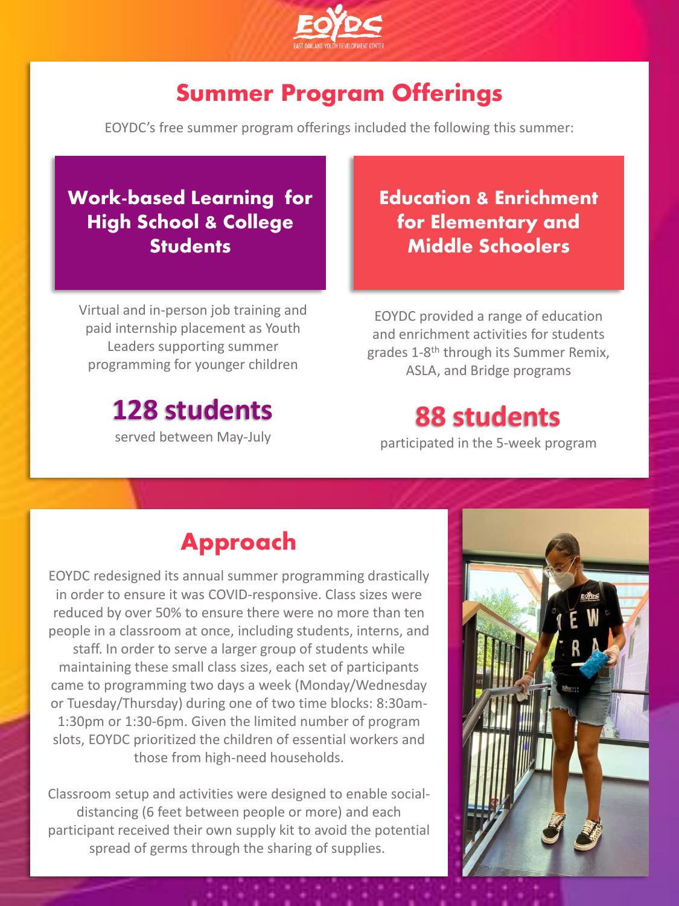## Summary Program Offerings

EOYDC's free summer program offerings included the following this summer:

### Work-based Learning for High School & College Students

Virtual and in-person job training and paid internship placement as Youth Leaders supporting summer programming for younger children

**128 students**

served between May-July

### Education & Enrichment for Elementary and Middle Schoolers

EOYDC provided a range of education and enrichment activities for students grades 1-8th through its Summer Remix, ASLA, and Bridge programs

**88 students**

participated in the 5-week program

## Approach

EOYDC redesigned its annual summer programming drastically in order to ensure it was COVID-responsive. Class sizes were reduced by over 50% to ensure there were no more than ten people in a classroom at once, including students, interns, and staff. In order to serve a larger group of students while maintaining these small class sizes, each set of participants came to programming two days a week (Monday/Wednesday or Tuesday/Thursday) during one of two time blocks: 8:30am-1:30pm or 1:30-6pm. Given the limited number of program slots, EOYDC prioritized the children of essential workers and those from high-need households.

Classroom setup and activities were designed to enable social-distancing (6 feet between people or more) and each participant received their own supply kit to avoid the potential spread of germs through the sharing of supplies.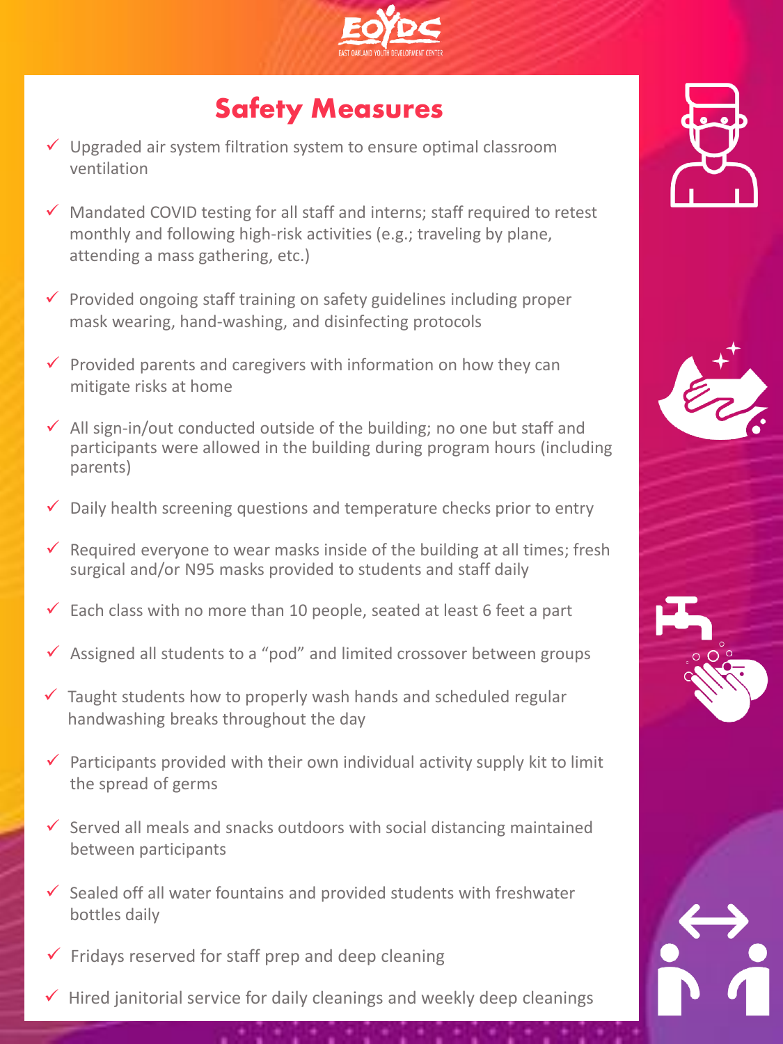# Safety Measures

- ✓ Upgraded air system filtration system to ensure optimal classroom ventilation
- ✓ Mandated COVID testing for all staff and interns; staff required to retest monthly and following high-risk activities (e.g.; traveling by plane, attending a mass gathering, etc.)
- ✓ Provided ongoing staff training on safety guidelines including proper mask wearing, hand-washing, and disinfecting protocols
- ✓ Provided parents and caregivers with information on how they can mitigate risks at home
- ✓ All sign-in/out conducted outside of the building; no one but staff and participants were allowed in the building during program hours (including parents)
- ✓ Daily health screening questions and temperature checks prior to entry
- ✓ Required everyone to wear masks inside of the building at all times; fresh surgical and/or N95 masks provided to students and staff daily
- ✓ Each class with no more than 10 people, seated at least 6 feet a part
- ✓ Assigned all students to a "pod" and limited crossover between groups
- ✓ Taught students how to properly wash hands and scheduled regular handwashing breaks throughout the day
- ✓ Participants provided with their own individual activity supply kit to limit the spread of germs
- ✓ Served all meals and snacks outdoors with social distancing maintained between participants
- ✓ Sealed off all water fountains and provided students with freshwater bottles daily
- ✓ Fridays reserved for staff prep and deep cleaning
- ✓ Hired janitorial service for daily cleanings and weekly deep cleanings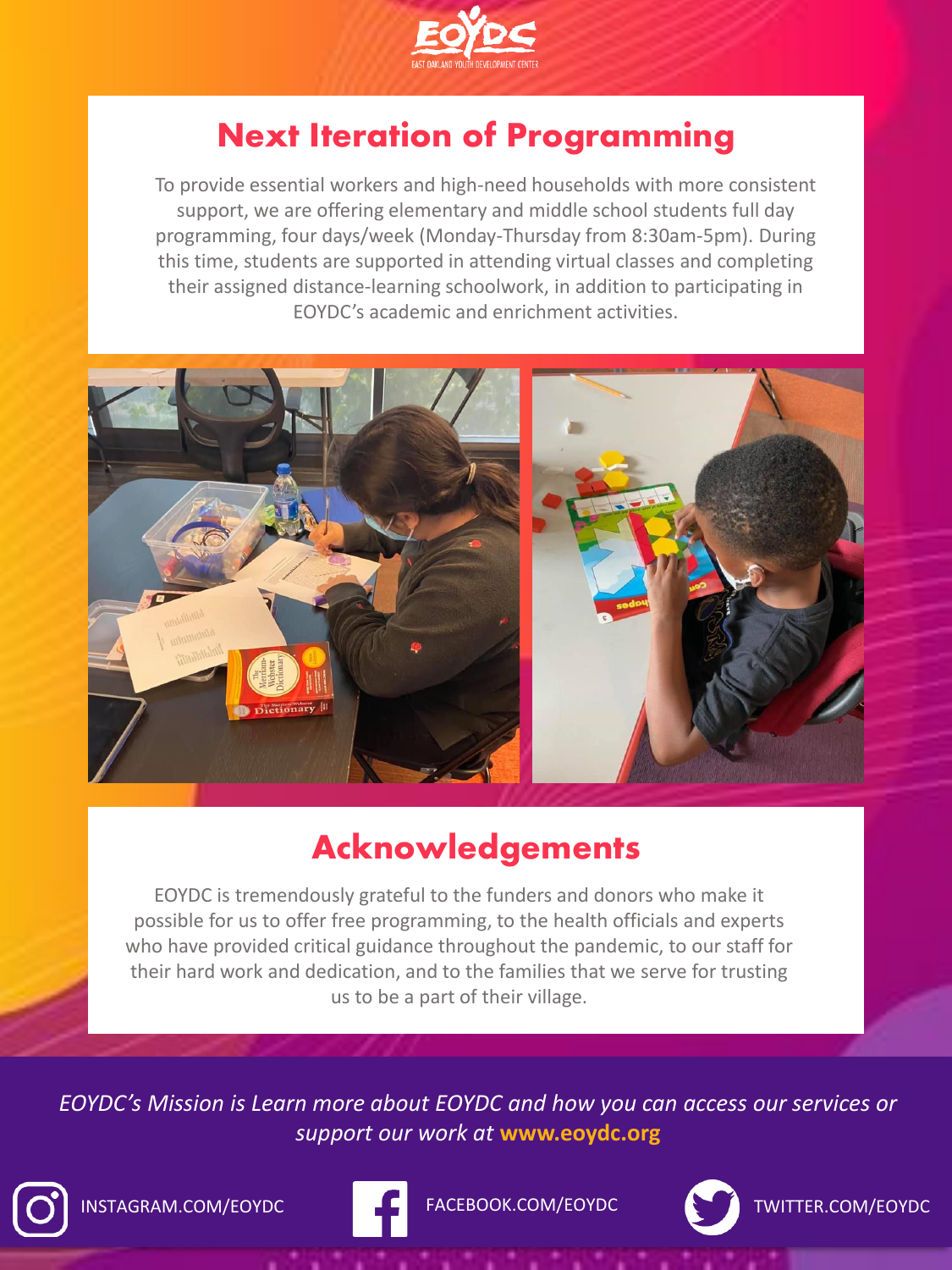## Next Iteration of Programming

To provide essential workers and high-need households with more consistent support, we are offering elementary and middle school students full day programming, four days/week (Monday-Thursday from 8:30am-5pm). During this time, students are supported in attending virtual classes and completing their assigned distance-learning schoolwork, in addition to participating in EOYDC's academic and enrichment activities.

## Acknowledgements

EOYDC is tremendously grateful to the funders and donors who make it possible for us to offer free programming, to the health officials and experts who have provided critical guidance throughout the pandemic, to our staff for their hard work and dedication, and to the families that we serve for trusting us to be a part of their village.

*EOYDC's Mission is Learn more about EOYDC and how you can access our services or support our work at* ***www.eoydc.org***

INSTAGRAM.COM/EOYDC

FACEBOOK.COM/EOYDC

TWITTER.COM/EOYDC